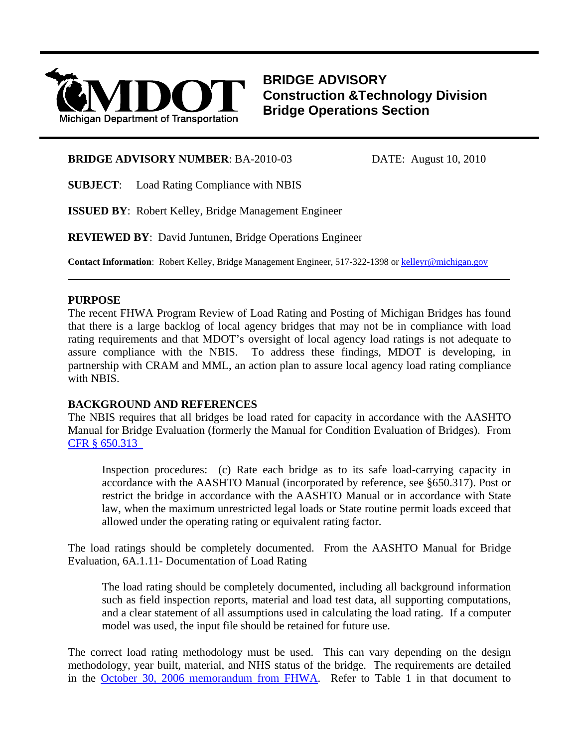**Michigan Department of Transportation**

# BRIDGE ADVISORY
## Construction &Technology Division
## Bridge Operations Section

**BRIDGE ADVISORY NUMBER**: BA-2010-03 DATE: August 10, 2010

**SUBJECT**: Load Rating Compliance with NBIS

**ISSUED BY**: Robert Kelley, Bridge Management Engineer

**REVIEWED BY**: David Juntunen, Bridge Operations Engineer

**Contact Information**: Robert Kelley, Bridge Management Engineer, 517-322-1398 or kelleyr@michigan.gov

---

**PURPOSE**

The recent FHWA Program Review of Load Rating and Posting of Michigan Bridges has found that there is a large backlog of local agency bridges that may not be in compliance with load rating requirements and that MDOT's oversight of local agency load ratings is not adequate to assure compliance with the NBIS. To address these findings, MDOT is developing, in partnership with CRAM and MML, an action plan to assure local agency load rating compliance with NBIS.

**BACKGROUND AND REFERENCES**

The NBIS requires that all bridges be load rated for capacity in accordance with the AASHTO Manual for Bridge Evaluation (formerly the Manual for Condition Evaluation of Bridges). From CFR § 650.313

> Inspection procedures: (c) Rate each bridge as to its safe load-carrying capacity in accordance with the AASHTO Manual (incorporated by reference, see §650.317). Post or restrict the bridge in accordance with the AASHTO Manual or in accordance with State law, when the maximum unrestricted legal loads or State routine permit loads exceed that allowed under the operating rating or equivalent rating factor.

The load ratings should be completely documented. From the AASHTO Manual for Bridge Evaluation, 6A.1.11- Documentation of Load Rating

> The load rating should be completely documented, including all background information such as field inspection reports, material and load test data, all supporting computations, and a clear statement of all assumptions used in calculating the load rating. If a computer model was used, the input file should be retained for future use.

The correct load rating methodology must be used. This can vary depending on the design methodology, year built, material, and NHS status of the bridge. The requirements are detailed in the October 30, 2006 memorandum from FHWA. Refer to Table 1 in that document to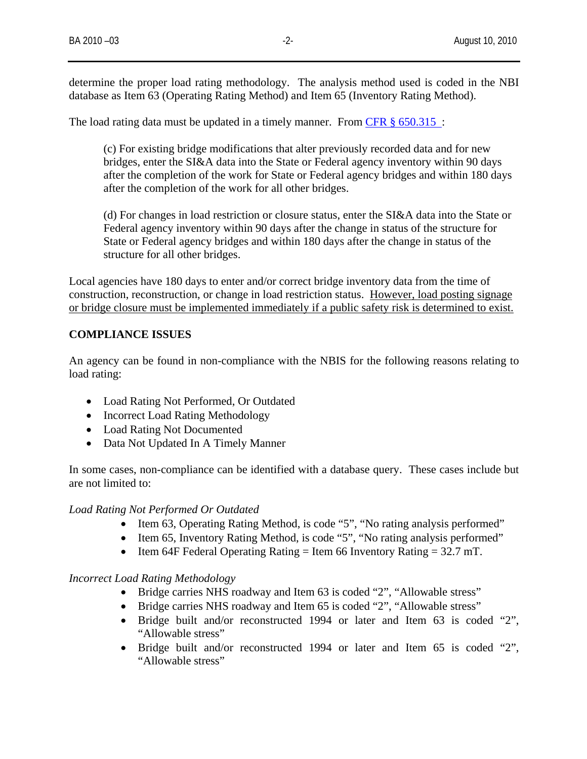determine the proper load rating methodology. The analysis method used is coded in the NBI database as Item 63 (Operating Rating Method) and Item 65 (Inventory Rating Method).

The load rating data must be updated in a timely manner. From [CFR § 650.315](#):

> (c) For existing bridge modifications that alter previously recorded data and for new bridges, enter the SI&A data into the State or Federal agency inventory within 90 days after the completion of the work for State or Federal agency bridges and within 180 days after the completion of the work for all other bridges.
>
> (d) For changes in load restriction or closure status, enter the SI&A data into the State or Federal agency inventory within 90 days after the change in status of the structure for State or Federal agency bridges and within 180 days after the change in status of the structure for all other bridges.

Local agencies have 180 days to enter and/or correct bridge inventory data from the time of construction, reconstruction, or change in load restriction status. <u>However, load posting signage or bridge closure must be implemented immediately if a public safety risk is determined to exist.</u>

**COMPLIANCE ISSUES**

An agency can be found in non-compliance with the NBIS for the following reasons relating to load rating:

- Load Rating Not Performed, Or Outdated
- Incorrect Load Rating Methodology
- Load Rating Not Documented
- Data Not Updated In A Timely Manner

In some cases, non-compliance can be identified with a database query. These cases include but are not limited to:

*Load Rating Not Performed Or Outdated*

- Item 63, Operating Rating Method, is code "5", "No rating analysis performed"
- Item 65, Inventory Rating Method, is code "5", "No rating analysis performed"
- Item 64F Federal Operating Rating = Item 66 Inventory Rating = 32.7 mT.

*Incorrect Load Rating Methodology*

- Bridge carries NHS roadway and Item 63 is coded "2", "Allowable stress"
- Bridge carries NHS roadway and Item 65 is coded "2", "Allowable stress"
- Bridge built and/or reconstructed 1994 or later and Item 63 is coded "2", "Allowable stress"
- Bridge built and/or reconstructed 1994 or later and Item 65 is coded "2", "Allowable stress"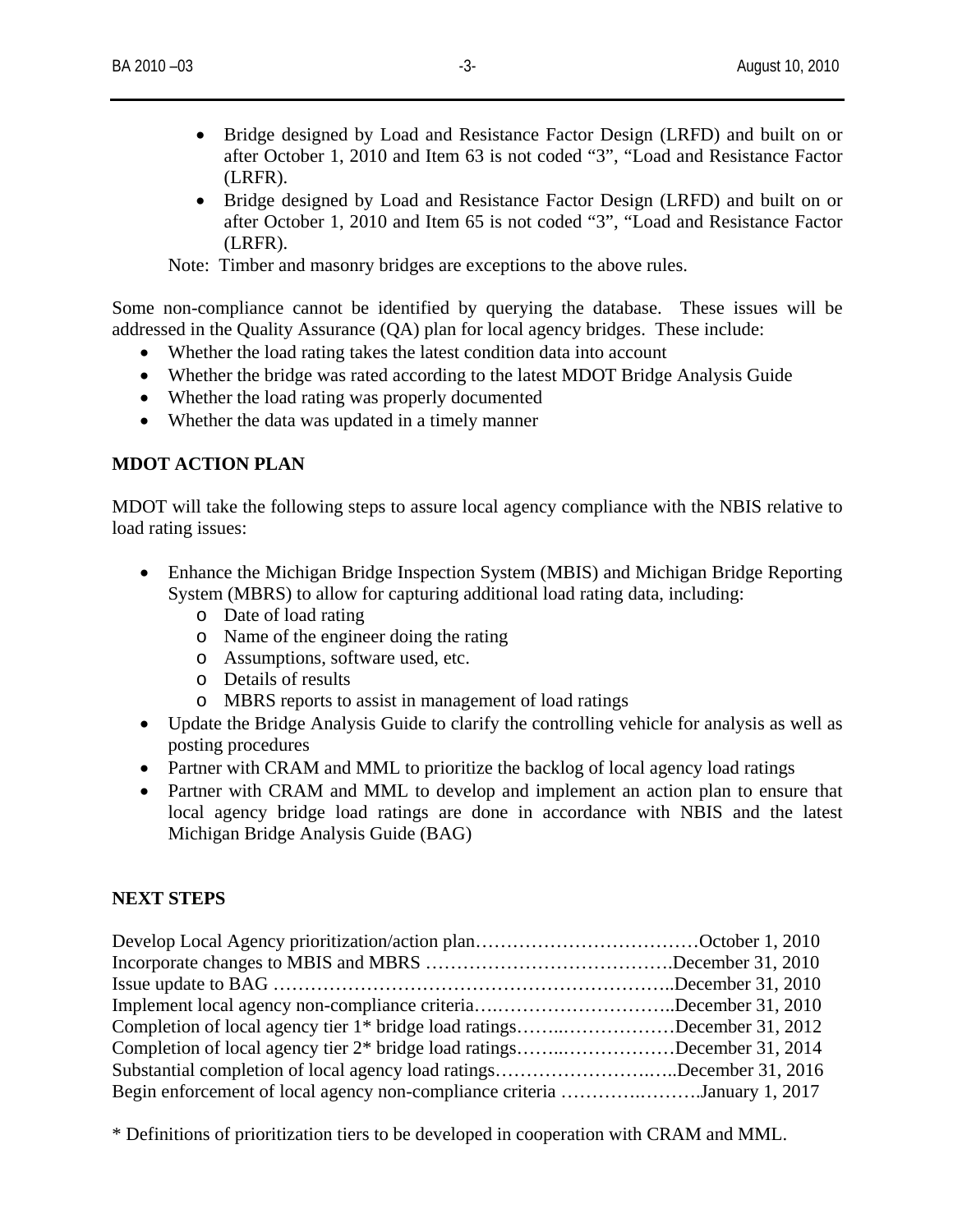- Bridge designed by Load and Resistance Factor Design (LRFD) and built on or after October 1, 2010 and Item 63 is not coded "3", "Load and Resistance Factor (LRFR).
- Bridge designed by Load and Resistance Factor Design (LRFD) and built on or after October 1, 2010 and Item 65 is not coded "3", "Load and Resistance Factor (LRFR).

Note: Timber and masonry bridges are exceptions to the above rules.

Some non-compliance cannot be identified by querying the database. These issues will be addressed in the Quality Assurance (QA) plan for local agency bridges. These include:

- Whether the load rating takes the latest condition data into account
- Whether the bridge was rated according to the latest MDOT Bridge Analysis Guide
- Whether the load rating was properly documented
- Whether the data was updated in a timely manner

**MDOT ACTION PLAN**

MDOT will take the following steps to assure local agency compliance with the NBIS relative to load rating issues:

- Enhance the Michigan Bridge Inspection System (MBIS) and Michigan Bridge Reporting System (MBRS) to allow for capturing additional load rating data, including:
  - Date of load rating
  - Name of the engineer doing the rating
  - Assumptions, software used, etc.
  - Details of results
  - MBRS reports to assist in management of load ratings
- Update the Bridge Analysis Guide to clarify the controlling vehicle for analysis as well as posting procedures
- Partner with CRAM and MML to prioritize the backlog of local agency load ratings
- Partner with CRAM and MML to develop and implement an action plan to ensure that local agency bridge load ratings are done in accordance with NBIS and the latest Michigan Bridge Analysis Guide (BAG)

**NEXT STEPS**

Develop Local Agency prioritization/action plan……………………………… October 1, 2010
Incorporate changes to MBIS and MBRS ………………………………… December 31, 2010
Issue update to BAG ……………………………………………………… December 31, 2010
Implement local agency non-compliance criteria…………………………… December 31, 2010
Completion of local agency tier 1* bridge load ratings……………………… December 31, 2012
Completion of local agency tier 2* bridge load ratings……………………… December 31, 2014
Substantial completion of local agency load ratings………………………… December 31, 2016
Begin enforcement of local agency non-compliance criteria ………………… January 1, 2017

* Definitions of prioritization tiers to be developed in cooperation with CRAM and MML.